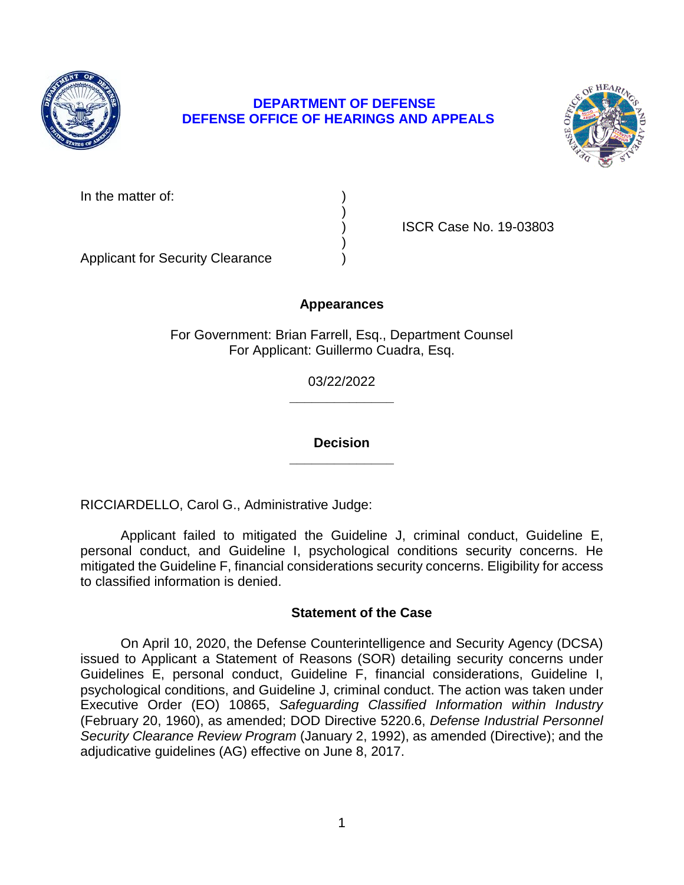**DEPARTMENT OF DEFENSE**
**DEFENSE OFFICE OF HEARINGS AND APPEALS**

In the matter of: )
)
) ISCR Case No. 19-03803
)
Applicant for Security Clearance )

## Appearances

For Government: Brian Farrell, Esq., Department Counsel
For Applicant: Guillermo Cuadra, Esq.

03/22/2022

______________

## Decision

______________

RICCIARDELLO, Carol G., Administrative Judge:

Applicant failed to mitigated the Guideline J, criminal conduct, Guideline E, personal conduct, and Guideline I, psychological conditions security concerns. He mitigated the Guideline F, financial considerations security concerns. Eligibility for access to classified information is denied.

## Statement of the Case

On April 10, 2020, the Defense Counterintelligence and Security Agency (DCSA) issued to Applicant a Statement of Reasons (SOR) detailing security concerns under Guidelines E, personal conduct, Guideline F, financial considerations, Guideline I, psychological conditions, and Guideline J, criminal conduct. The action was taken under Executive Order (EO) 10865, *Safeguarding Classified Information within Industry* (February 20, 1960), as amended; DOD Directive 5220.6, *Defense Industrial Personnel Security Clearance Review Program* (January 2, 1992), as amended (Directive); and the adjudicative guidelines (AG) effective on June 8, 2017.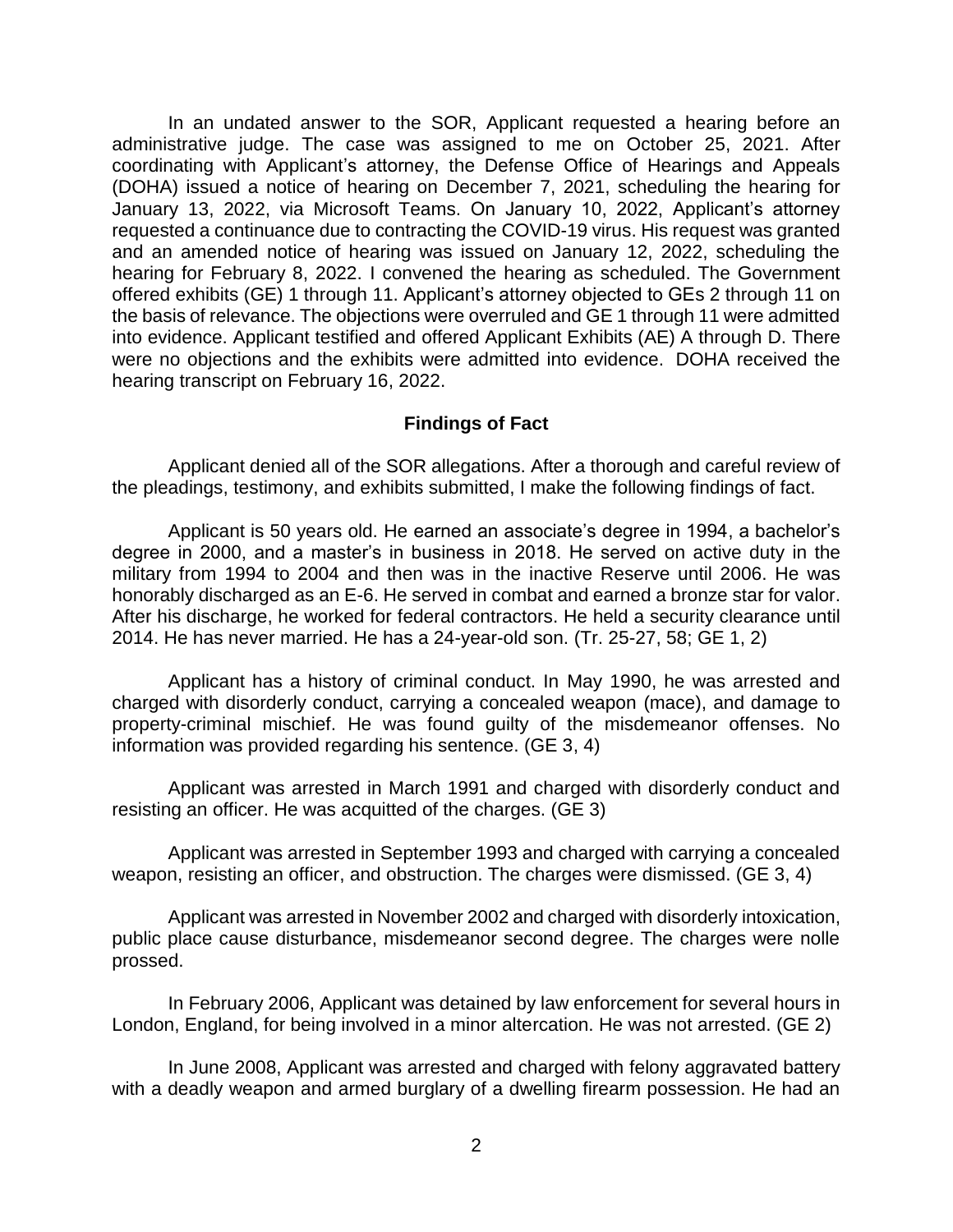In an undated answer to the SOR, Applicant requested a hearing before an administrative judge. The case was assigned to me on October 25, 2021. After coordinating with Applicant's attorney, the Defense Office of Hearings and Appeals (DOHA) issued a notice of hearing on December 7, 2021, scheduling the hearing for January 13, 2022, via Microsoft Teams. On January 10, 2022, Applicant's attorney requested a continuance due to contracting the COVID-19 virus. His request was granted and an amended notice of hearing was issued on January 12, 2022, scheduling the hearing for February 8, 2022. I convened the hearing as scheduled. The Government offered exhibits (GE) 1 through 11. Applicant's attorney objected to GEs 2 through 11 on the basis of relevance. The objections were overruled and GE 1 through 11 were admitted into evidence. Applicant testified and offered Applicant Exhibits (AE) A through D. There were no objections and the exhibits were admitted into evidence. DOHA received the hearing transcript on February 16, 2022.

## Findings of Fact

Applicant denied all of the SOR allegations. After a thorough and careful review of the pleadings, testimony, and exhibits submitted, I make the following findings of fact.

Applicant is 50 years old. He earned an associate's degree in 1994, a bachelor's degree in 2000, and a master's in business in 2018. He served on active duty in the military from 1994 to 2004 and then was in the inactive Reserve until 2006. He was honorably discharged as an E-6. He served in combat and earned a bronze star for valor. After his discharge, he worked for federal contractors. He held a security clearance until 2014. He has never married. He has a 24-year-old son. (Tr. 25-27, 58; GE 1, 2)

Applicant has a history of criminal conduct. In May 1990, he was arrested and charged with disorderly conduct, carrying a concealed weapon (mace), and damage to property-criminal mischief. He was found guilty of the misdemeanor offenses. No information was provided regarding his sentence. (GE 3, 4)

Applicant was arrested in March 1991 and charged with disorderly conduct and resisting an officer. He was acquitted of the charges. (GE 3)

Applicant was arrested in September 1993 and charged with carrying a concealed weapon, resisting an officer, and obstruction. The charges were dismissed. (GE 3, 4)

Applicant was arrested in November 2002 and charged with disorderly intoxication, public place cause disturbance, misdemeanor second degree. The charges were nolle prossed.

In February 2006, Applicant was detained by law enforcement for several hours in London, England, for being involved in a minor altercation. He was not arrested. (GE 2)

In June 2008, Applicant was arrested and charged with felony aggravated battery with a deadly weapon and armed burglary of a dwelling firearm possession. He had an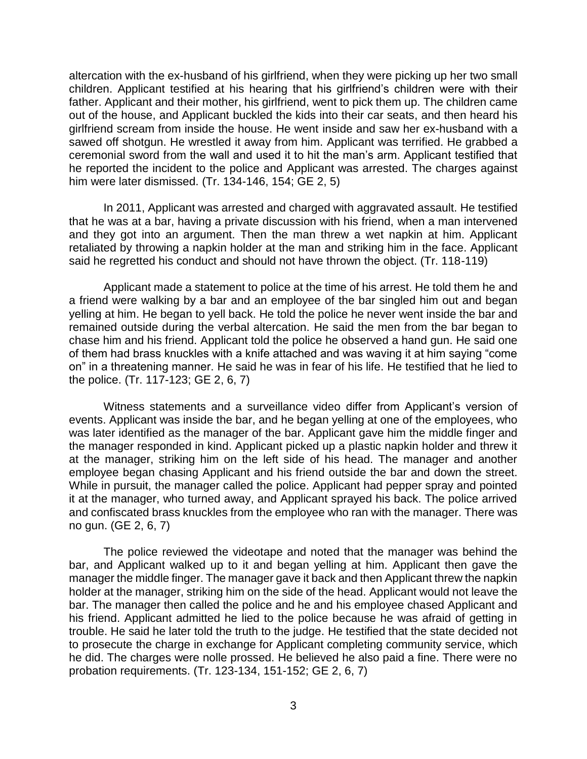altercation with the ex-husband of his girlfriend, when they were picking up her two small children. Applicant testified at his hearing that his girlfriend's children were with their father. Applicant and their mother, his girlfriend, went to pick them up. The children came out of the house, and Applicant buckled the kids into their car seats, and then heard his girlfriend scream from inside the house. He went inside and saw her ex-husband with a sawed off shotgun. He wrestled it away from him. Applicant was terrified. He grabbed a ceremonial sword from the wall and used it to hit the man's arm. Applicant testified that he reported the incident to the police and Applicant was arrested. The charges against him were later dismissed. (Tr. 134-146, 154; GE 2, 5)

In 2011, Applicant was arrested and charged with aggravated assault. He testified that he was at a bar, having a private discussion with his friend, when a man intervened and they got into an argument. Then the man threw a wet napkin at him. Applicant retaliated by throwing a napkin holder at the man and striking him in the face. Applicant said he regretted his conduct and should not have thrown the object. (Tr. 118-119)

Applicant made a statement to police at the time of his arrest. He told them he and a friend were walking by a bar and an employee of the bar singled him out and began yelling at him. He began to yell back. He told the police he never went inside the bar and remained outside during the verbal altercation. He said the men from the bar began to chase him and his friend. Applicant told the police he observed a hand gun. He said one of them had brass knuckles with a knife attached and was waving it at him saying "come on" in a threatening manner. He said he was in fear of his life. He testified that he lied to the police. (Tr. 117-123; GE 2, 6, 7)

Witness statements and a surveillance video differ from Applicant's version of events. Applicant was inside the bar, and he began yelling at one of the employees, who was later identified as the manager of the bar. Applicant gave him the middle finger and the manager responded in kind. Applicant picked up a plastic napkin holder and threw it at the manager, striking him on the left side of his head. The manager and another employee began chasing Applicant and his friend outside the bar and down the street. While in pursuit, the manager called the police. Applicant had pepper spray and pointed it at the manager, who turned away, and Applicant sprayed his back. The police arrived and confiscated brass knuckles from the employee who ran with the manager. There was no gun. (GE 2, 6, 7)

The police reviewed the videotape and noted that the manager was behind the bar, and Applicant walked up to it and began yelling at him. Applicant then gave the manager the middle finger. The manager gave it back and then Applicant threw the napkin holder at the manager, striking him on the side of the head. Applicant would not leave the bar. The manager then called the police and he and his employee chased Applicant and his friend. Applicant admitted he lied to the police because he was afraid of getting in trouble. He said he later told the truth to the judge. He testified that the state decided not to prosecute the charge in exchange for Applicant completing community service, which he did. The charges were nolle prossed. He believed he also paid a fine. There were no probation requirements. (Tr. 123-134, 151-152; GE 2, 6, 7)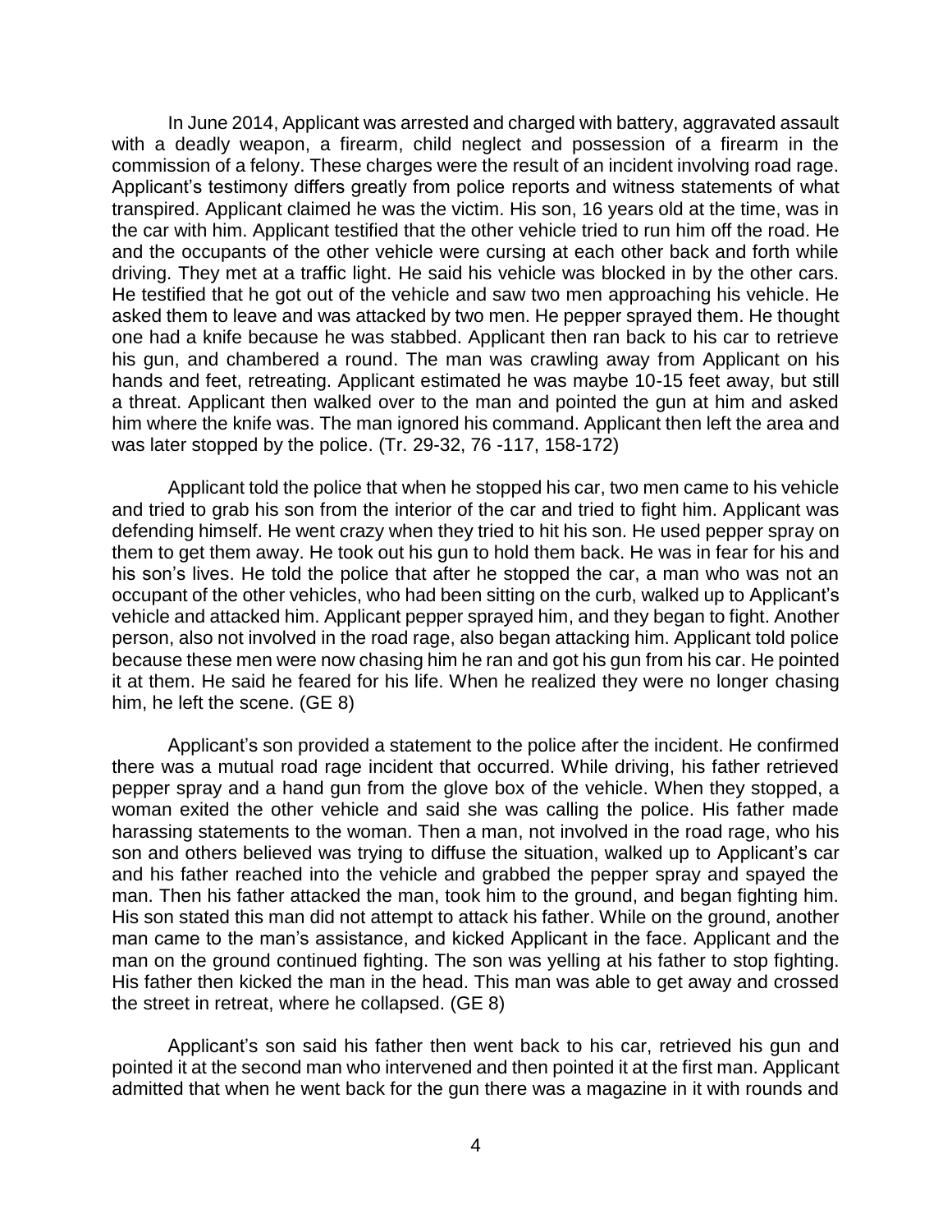In June 2014, Applicant was arrested and charged with battery, aggravated assault with a deadly weapon, a firearm, child neglect and possession of a firearm in the commission of a felony. These charges were the result of an incident involving road rage. Applicant's testimony differs greatly from police reports and witness statements of what transpired. Applicant claimed he was the victim. His son, 16 years old at the time, was in the car with him. Applicant testified that the other vehicle tried to run him off the road. He and the occupants of the other vehicle were cursing at each other back and forth while driving. They met at a traffic light. He said his vehicle was blocked in by the other cars. He testified that he got out of the vehicle and saw two men approaching his vehicle. He asked them to leave and was attacked by two men. He pepper sprayed them. He thought one had a knife because he was stabbed. Applicant then ran back to his car to retrieve his gun, and chambered a round. The man was crawling away from Applicant on his hands and feet, retreating. Applicant estimated he was maybe 10-15 feet away, but still a threat. Applicant then walked over to the man and pointed the gun at him and asked him where the knife was. The man ignored his command. Applicant then left the area and was later stopped by the police. (Tr. 29-32, 76 -117, 158-172)

Applicant told the police that when he stopped his car, two men came to his vehicle and tried to grab his son from the interior of the car and tried to fight him. Applicant was defending himself. He went crazy when they tried to hit his son. He used pepper spray on them to get them away. He took out his gun to hold them back. He was in fear for his and his son's lives. He told the police that after he stopped the car, a man who was not an occupant of the other vehicles, who had been sitting on the curb, walked up to Applicant's vehicle and attacked him. Applicant pepper sprayed him, and they began to fight. Another person, also not involved in the road rage, also began attacking him. Applicant told police because these men were now chasing him he ran and got his gun from his car. He pointed it at them. He said he feared for his life. When he realized they were no longer chasing him, he left the scene. (GE 8)

Applicant's son provided a statement to the police after the incident. He confirmed there was a mutual road rage incident that occurred. While driving, his father retrieved pepper spray and a hand gun from the glove box of the vehicle. When they stopped, a woman exited the other vehicle and said she was calling the police. His father made harassing statements to the woman. Then a man, not involved in the road rage, who his son and others believed was trying to diffuse the situation, walked up to Applicant's car and his father reached into the vehicle and grabbed the pepper spray and spayed the man. Then his father attacked the man, took him to the ground, and began fighting him. His son stated this man did not attempt to attack his father. While on the ground, another man came to the man's assistance, and kicked Applicant in the face. Applicant and the man on the ground continued fighting. The son was yelling at his father to stop fighting. His father then kicked the man in the head. This man was able to get away and crossed the street in retreat, where he collapsed. (GE 8)

Applicant's son said his father then went back to his car, retrieved his gun and pointed it at the second man who intervened and then pointed it at the first man. Applicant admitted that when he went back for the gun there was a magazine in it with rounds and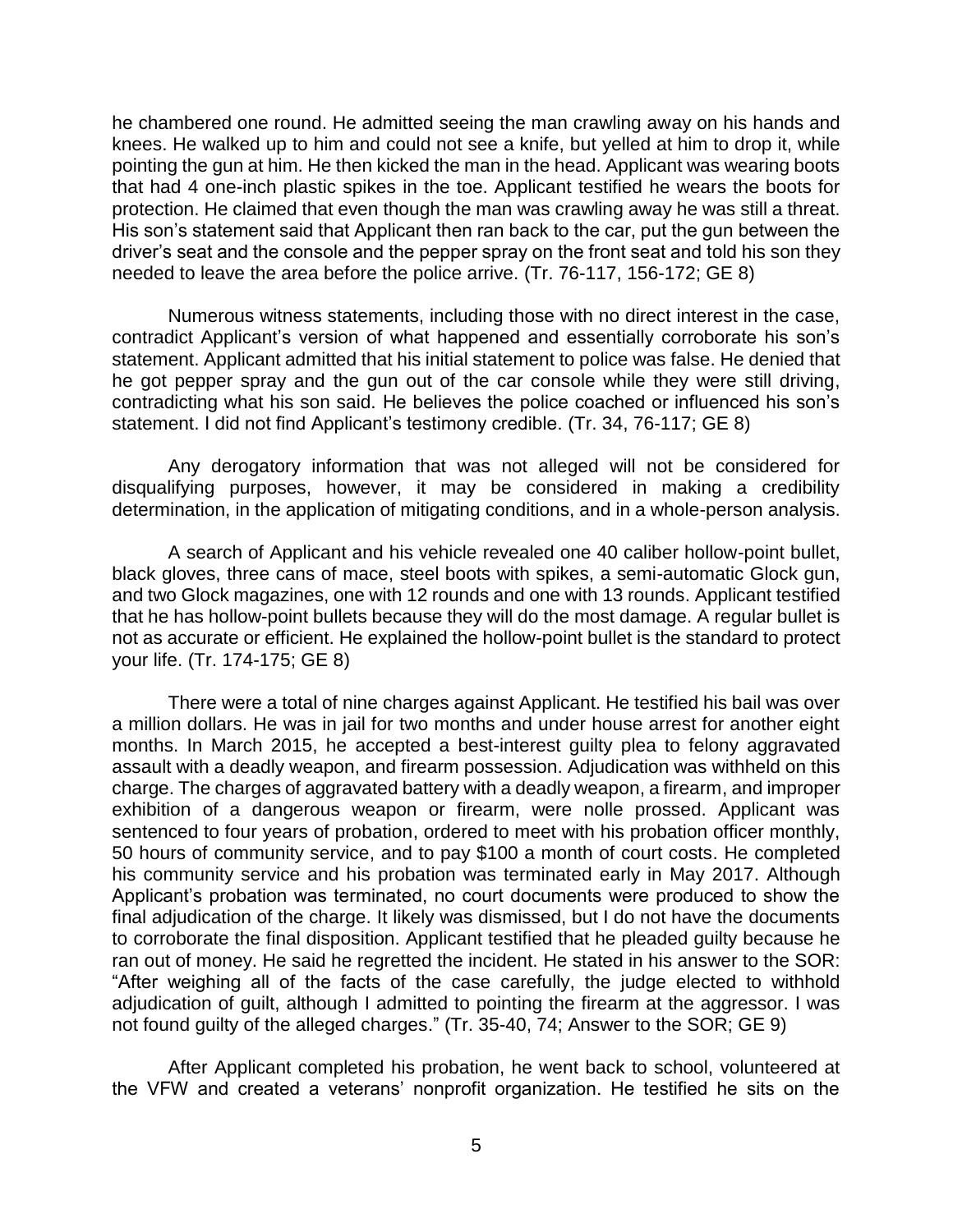he chambered one round. He admitted seeing the man crawling away on his hands and knees. He walked up to him and could not see a knife, but yelled at him to drop it, while pointing the gun at him. He then kicked the man in the head. Applicant was wearing boots that had 4 one-inch plastic spikes in the toe. Applicant testified he wears the boots for protection. He claimed that even though the man was crawling away he was still a threat. His son's statement said that Applicant then ran back to the car, put the gun between the driver's seat and the console and the pepper spray on the front seat and told his son they needed to leave the area before the police arrive. (Tr. 76-117, 156-172; GE 8)

Numerous witness statements, including those with no direct interest in the case, contradict Applicant's version of what happened and essentially corroborate his son's statement. Applicant admitted that his initial statement to police was false. He denied that he got pepper spray and the gun out of the car console while they were still driving, contradicting what his son said. He believes the police coached or influenced his son's statement. I did not find Applicant's testimony credible. (Tr. 34, 76-117; GE 8)

Any derogatory information that was not alleged will not be considered for disqualifying purposes, however, it may be considered in making a credibility determination, in the application of mitigating conditions, and in a whole-person analysis.

A search of Applicant and his vehicle revealed one 40 caliber hollow-point bullet, black gloves, three cans of mace, steel boots with spikes, a semi-automatic Glock gun, and two Glock magazines, one with 12 rounds and one with 13 rounds. Applicant testified that he has hollow-point bullets because they will do the most damage. A regular bullet is not as accurate or efficient. He explained the hollow-point bullet is the standard to protect your life. (Tr. 174-175; GE 8)

There were a total of nine charges against Applicant. He testified his bail was over a million dollars. He was in jail for two months and under house arrest for another eight months. In March 2015, he accepted a best-interest guilty plea to felony aggravated assault with a deadly weapon, and firearm possession. Adjudication was withheld on this charge. The charges of aggravated battery with a deadly weapon, a firearm, and improper exhibition of a dangerous weapon or firearm, were nolle prossed. Applicant was sentenced to four years of probation, ordered to meet with his probation officer monthly, 50 hours of community service, and to pay $100 a month of court costs. He completed his community service and his probation was terminated early in May 2017. Although Applicant's probation was terminated, no court documents were produced to show the final adjudication of the charge. It likely was dismissed, but I do not have the documents to corroborate the final disposition. Applicant testified that he pleaded guilty because he ran out of money. He said he regretted the incident. He stated in his answer to the SOR: "After weighing all of the facts of the case carefully, the judge elected to withhold adjudication of guilt, although I admitted to pointing the firearm at the aggressor. I was not found guilty of the alleged charges." (Tr. 35-40, 74; Answer to the SOR; GE 9)

After Applicant completed his probation, he went back to school, volunteered at the VFW and created a veterans' nonprofit organization. He testified he sits on the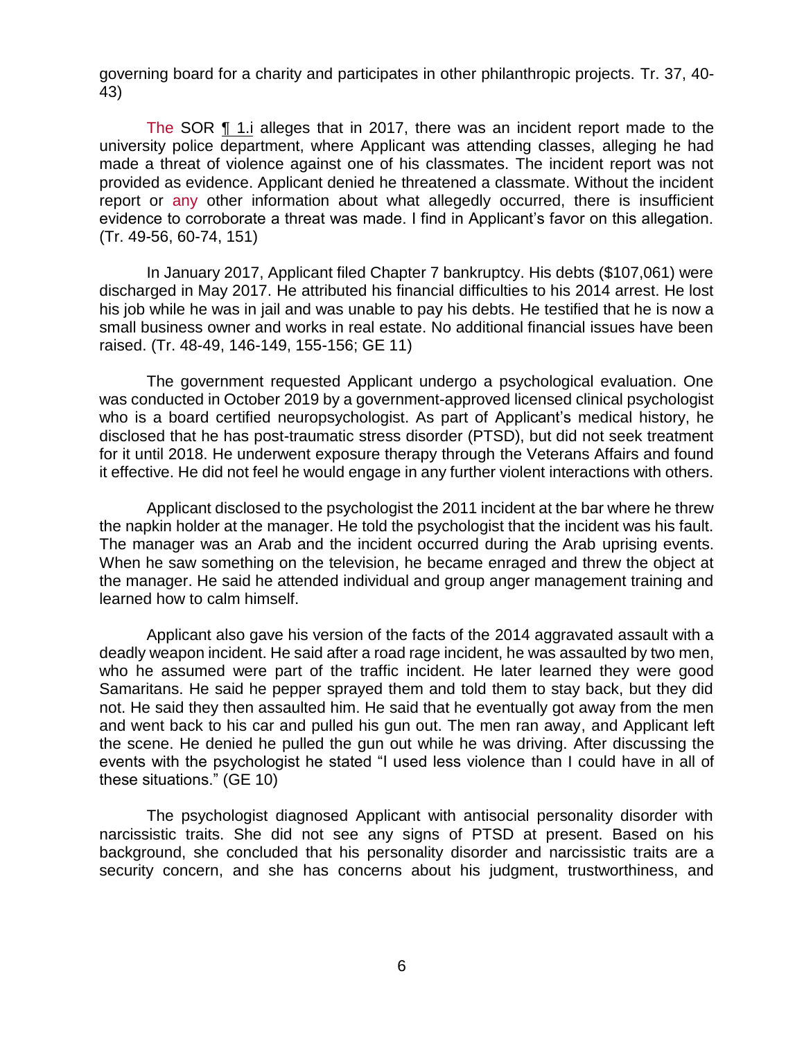governing board for a charity and participates in other philanthropic projects. Tr. 37, 40-43)

The SOR ¶ 1.i alleges that in 2017, there was an incident report made to the university police department, where Applicant was attending classes, alleging he had made a threat of violence against one of his classmates. The incident report was not provided as evidence. Applicant denied he threatened a classmate. Without the incident report or any other information about what allegedly occurred, there is insufficient evidence to corroborate a threat was made. I find in Applicant's favor on this allegation. (Tr. 49-56, 60-74, 151)

In January 2017, Applicant filed Chapter 7 bankruptcy. His debts ($107,061) were discharged in May 2017. He attributed his financial difficulties to his 2014 arrest. He lost his job while he was in jail and was unable to pay his debts. He testified that he is now a small business owner and works in real estate. No additional financial issues have been raised. (Tr. 48-49, 146-149, 155-156; GE 11)

The government requested Applicant undergo a psychological evaluation. One was conducted in October 2019 by a government-approved licensed clinical psychologist who is a board certified neuropsychologist. As part of Applicant's medical history, he disclosed that he has post-traumatic stress disorder (PTSD), but did not seek treatment for it until 2018. He underwent exposure therapy through the Veterans Affairs and found it effective. He did not feel he would engage in any further violent interactions with others.

Applicant disclosed to the psychologist the 2011 incident at the bar where he threw the napkin holder at the manager. He told the psychologist that the incident was his fault. The manager was an Arab and the incident occurred during the Arab uprising events. When he saw something on the television, he became enraged and threw the object at the manager. He said he attended individual and group anger management training and learned how to calm himself.

Applicant also gave his version of the facts of the 2014 aggravated assault with a deadly weapon incident. He said after a road rage incident, he was assaulted by two men, who he assumed were part of the traffic incident. He later learned they were good Samaritans. He said he pepper sprayed them and told them to stay back, but they did not. He said they then assaulted him. He said that he eventually got away from the men and went back to his car and pulled his gun out. The men ran away, and Applicant left the scene. He denied he pulled the gun out while he was driving. After discussing the events with the psychologist he stated "I used less violence than I could have in all of these situations." (GE 10)

The psychologist diagnosed Applicant with antisocial personality disorder with narcissistic traits. She did not see any signs of PTSD at present. Based on his background, she concluded that his personality disorder and narcissistic traits are a security concern, and she has concerns about his judgment, trustworthiness, and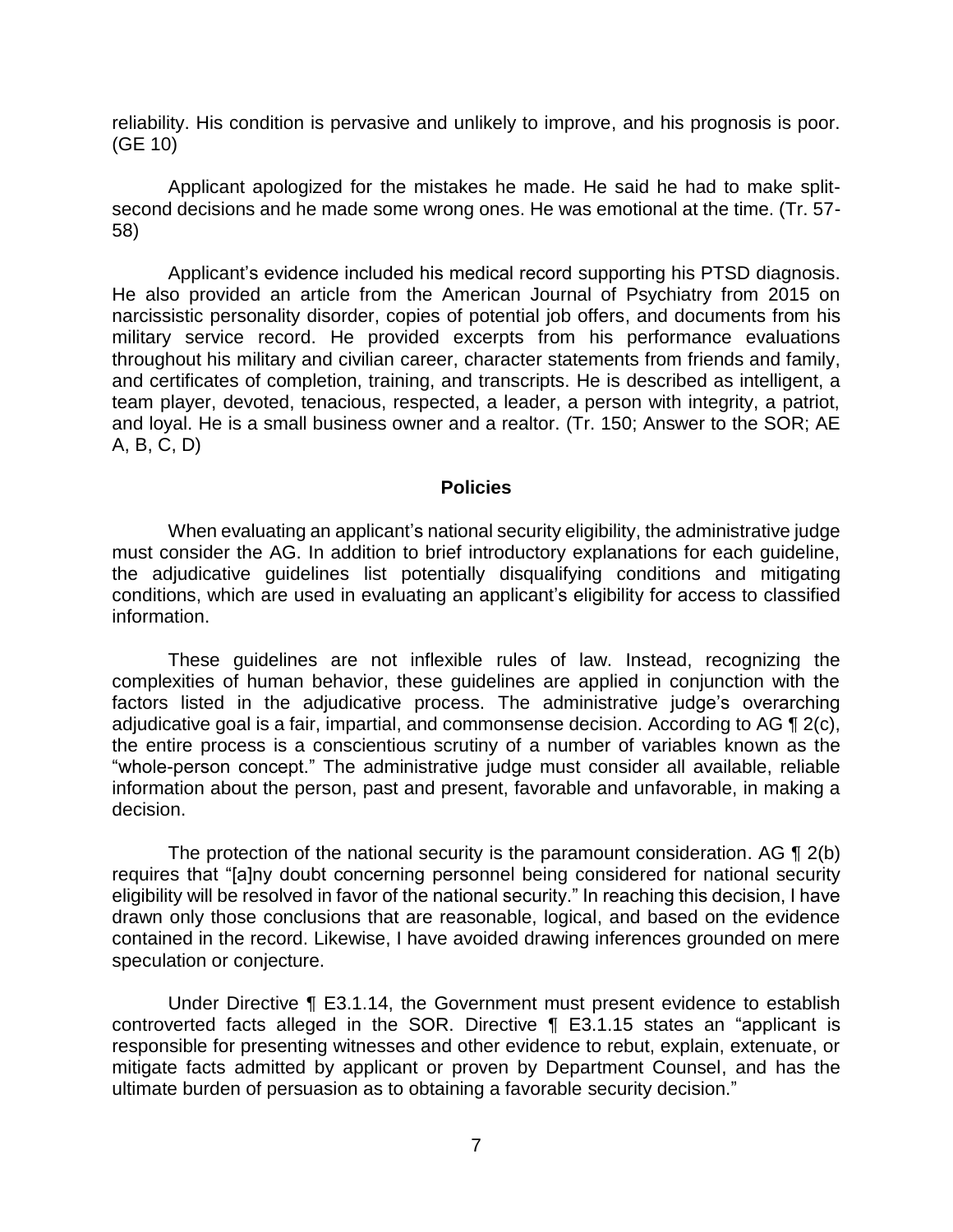reliability. His condition is pervasive and unlikely to improve, and his prognosis is poor. (GE 10)

Applicant apologized for the mistakes he made. He said he had to make split-second decisions and he made some wrong ones. He was emotional at the time. (Tr. 57-58)

Applicant's evidence included his medical record supporting his PTSD diagnosis. He also provided an article from the American Journal of Psychiatry from 2015 on narcissistic personality disorder, copies of potential job offers, and documents from his military service record. He provided excerpts from his performance evaluations throughout his military and civilian career, character statements from friends and family, and certificates of completion, training, and transcripts. He is described as intelligent, a team player, devoted, tenacious, respected, a leader, a person with integrity, a patriot, and loyal. He is a small business owner and a realtor. (Tr. 150; Answer to the SOR; AE A, B, C, D)

## Policies

When evaluating an applicant's national security eligibility, the administrative judge must consider the AG. In addition to brief introductory explanations for each guideline, the adjudicative guidelines list potentially disqualifying conditions and mitigating conditions, which are used in evaluating an applicant's eligibility for access to classified information.

These guidelines are not inflexible rules of law. Instead, recognizing the complexities of human behavior, these guidelines are applied in conjunction with the factors listed in the adjudicative process. The administrative judge's overarching adjudicative goal is a fair, impartial, and commonsense decision. According to AG ¶ 2(c), the entire process is a conscientious scrutiny of a number of variables known as the "whole-person concept." The administrative judge must consider all available, reliable information about the person, past and present, favorable and unfavorable, in making a decision.

The protection of the national security is the paramount consideration. AG ¶ 2(b) requires that "[a]ny doubt concerning personnel being considered for national security eligibility will be resolved in favor of the national security." In reaching this decision, I have drawn only those conclusions that are reasonable, logical, and based on the evidence contained in the record. Likewise, I have avoided drawing inferences grounded on mere speculation or conjecture.

Under Directive ¶ E3.1.14, the Government must present evidence to establish controverted facts alleged in the SOR. Directive ¶ E3.1.15 states an "applicant is responsible for presenting witnesses and other evidence to rebut, explain, extenuate, or mitigate facts admitted by applicant or proven by Department Counsel, and has the ultimate burden of persuasion as to obtaining a favorable security decision."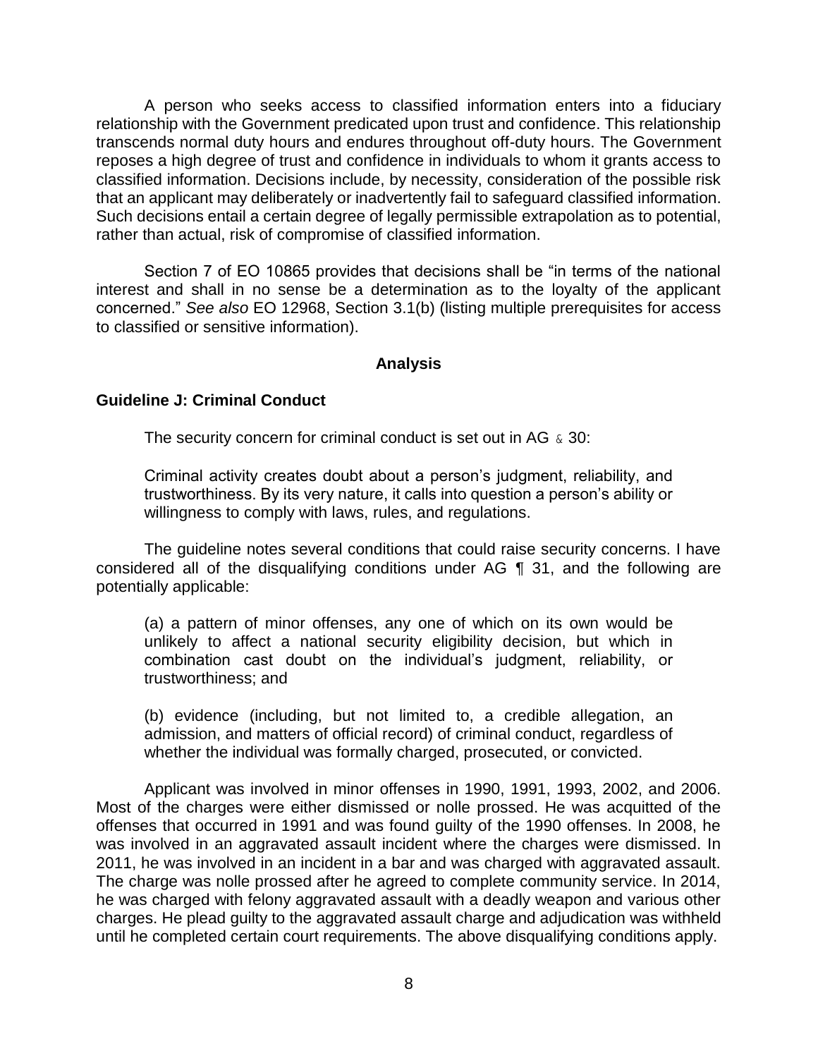A person who seeks access to classified information enters into a fiduciary relationship with the Government predicated upon trust and confidence. This relationship transcends normal duty hours and endures throughout off-duty hours. The Government reposes a high degree of trust and confidence in individuals to whom it grants access to classified information. Decisions include, by necessity, consideration of the possible risk that an applicant may deliberately or inadvertently fail to safeguard classified information. Such decisions entail a certain degree of legally permissible extrapolation as to potential, rather than actual, risk of compromise of classified information.

Section 7 of EO 10865 provides that decisions shall be "in terms of the national interest and shall in no sense be a determination as to the loyalty of the applicant concerned." *See also* EO 12968, Section 3.1(b) (listing multiple prerequisites for access to classified or sensitive information).

## Analysis

### Guideline J: Criminal Conduct

The security concern for criminal conduct is set out in AG ¶ 30:

> Criminal activity creates doubt about a person's judgment, reliability, and trustworthiness. By its very nature, it calls into question a person's ability or willingness to comply with laws, rules, and regulations.

The guideline notes several conditions that could raise security concerns. I have considered all of the disqualifying conditions under AG ¶ 31, and the following are potentially applicable:

> (a) a pattern of minor offenses, any one of which on its own would be unlikely to affect a national security eligibility decision, but which in combination cast doubt on the individual's judgment, reliability, or trustworthiness; and
>
> (b) evidence (including, but not limited to, a credible allegation, an admission, and matters of official record) of criminal conduct, regardless of whether the individual was formally charged, prosecuted, or convicted.

Applicant was involved in minor offenses in 1990, 1991, 1993, 2002, and 2006. Most of the charges were either dismissed or nolle prossed. He was acquitted of the offenses that occurred in 1991 and was found guilty of the 1990 offenses. In 2008, he was involved in an aggravated assault incident where the charges were dismissed. In 2011, he was involved in an incident in a bar and was charged with aggravated assault. The charge was nolle prossed after he agreed to complete community service. In 2014, he was charged with felony aggravated assault with a deadly weapon and various other charges. He plead guilty to the aggravated assault charge and adjudication was withheld until he completed certain court requirements. The above disqualifying conditions apply.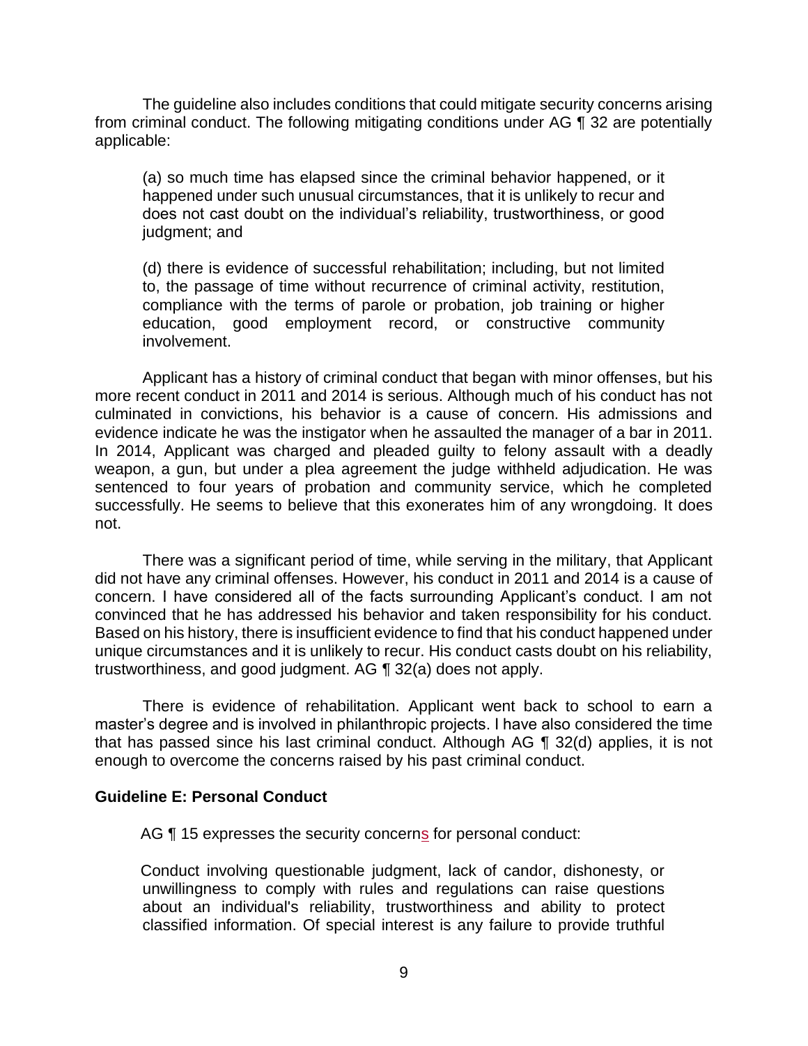The guideline also includes conditions that could mitigate security concerns arising from criminal conduct. The following mitigating conditions under AG ¶ 32 are potentially applicable:

> (a) so much time has elapsed since the criminal behavior happened, or it happened under such unusual circumstances, that it is unlikely to recur and does not cast doubt on the individual's reliability, trustworthiness, or good judgment; and
>
> (d) there is evidence of successful rehabilitation; including, but not limited to, the passage of time without recurrence of criminal activity, restitution, compliance with the terms of parole or probation, job training or higher education, good employment record, or constructive community involvement.

Applicant has a history of criminal conduct that began with minor offenses, but his more recent conduct in 2011 and 2014 is serious. Although much of his conduct has not culminated in convictions, his behavior is a cause of concern. His admissions and evidence indicate he was the instigator when he assaulted the manager of a bar in 2011. In 2014, Applicant was charged and pleaded guilty to felony assault with a deadly weapon, a gun, but under a plea agreement the judge withheld adjudication. He was sentenced to four years of probation and community service, which he completed successfully. He seems to believe that this exonerates him of any wrongdoing. It does not.

There was a significant period of time, while serving in the military, that Applicant did not have any criminal offenses. However, his conduct in 2011 and 2014 is a cause of concern. I have considered all of the facts surrounding Applicant's conduct. I am not convinced that he has addressed his behavior and taken responsibility for his conduct. Based on his history, there is insufficient evidence to find that his conduct happened under unique circumstances and it is unlikely to recur. His conduct casts doubt on his reliability, trustworthiness, and good judgment. AG ¶ 32(a) does not apply.

There is evidence of rehabilitation. Applicant went back to school to earn a master's degree and is involved in philanthropic projects. I have also considered the time that has passed since his last criminal conduct. Although AG ¶ 32(d) applies, it is not enough to overcome the concerns raised by his past criminal conduct.

## Guideline E: Personal Conduct

AG ¶ 15 expresses the security concerns for personal conduct:

> Conduct involving questionable judgment, lack of candor, dishonesty, or unwillingness to comply with rules and regulations can raise questions about an individual's reliability, trustworthiness and ability to protect classified information. Of special interest is any failure to provide truthful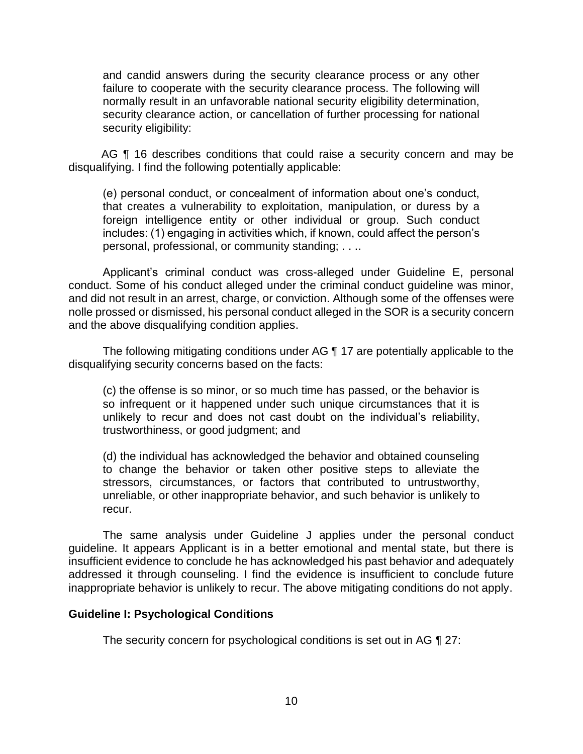> and candid answers during the security clearance process or any other failure to cooperate with the security clearance process. The following will normally result in an unfavorable national security eligibility determination, security clearance action, or cancellation of further processing for national security eligibility:

AG ¶ 16 describes conditions that could raise a security concern and may be disqualifying. I find the following potentially applicable:

> (e) personal conduct, or concealment of information about one's conduct, that creates a vulnerability to exploitation, manipulation, or duress by a foreign intelligence entity or other individual or group. Such conduct includes: (1) engaging in activities which, if known, could affect the person's personal, professional, or community standing; . . ..

Applicant's criminal conduct was cross-alleged under Guideline E, personal conduct. Some of his conduct alleged under the criminal conduct guideline was minor, and did not result in an arrest, charge, or conviction. Although some of the offenses were nolle prossed or dismissed, his personal conduct alleged in the SOR is a security concern and the above disqualifying condition applies.

The following mitigating conditions under AG ¶ 17 are potentially applicable to the disqualifying security concerns based on the facts:

> (c) the offense is so minor, or so much time has passed, or the behavior is so infrequent or it happened under such unique circumstances that it is unlikely to recur and does not cast doubt on the individual's reliability, trustworthiness, or good judgment; and
>
> (d) the individual has acknowledged the behavior and obtained counseling to change the behavior or taken other positive steps to alleviate the stressors, circumstances, or factors that contributed to untrustworthy, unreliable, or other inappropriate behavior, and such behavior is unlikely to recur.

The same analysis under Guideline J applies under the personal conduct guideline. It appears Applicant is in a better emotional and mental state, but there is insufficient evidence to conclude he has acknowledged his past behavior and adequately addressed it through counseling. I find the evidence is insufficient to conclude future inappropriate behavior is unlikely to recur. The above mitigating conditions do not apply.

### Guideline I: Psychological Conditions

The security concern for psychological conditions is set out in AG ¶ 27: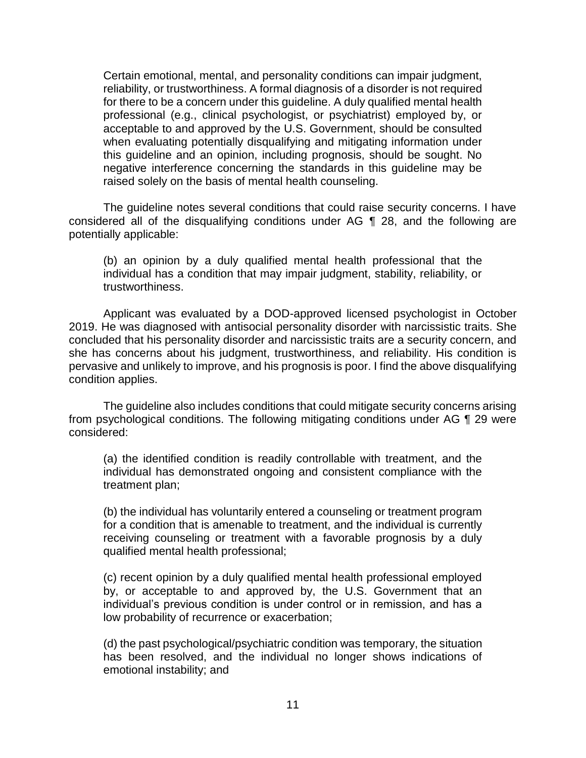Certain emotional, mental, and personality conditions can impair judgment, reliability, or trustworthiness. A formal diagnosis of a disorder is not required for there to be a concern under this guideline. A duly qualified mental health professional (e.g., clinical psychologist, or psychiatrist) employed by, or acceptable to and approved by the U.S. Government, should be consulted when evaluating potentially disqualifying and mitigating information under this guideline and an opinion, including prognosis, should be sought. No negative interference concerning the standards in this guideline may be raised solely on the basis of mental health counseling.

The guideline notes several conditions that could raise security concerns. I have considered all of the disqualifying conditions under AG ¶ 28, and the following are potentially applicable:

(b) an opinion by a duly qualified mental health professional that the individual has a condition that may impair judgment, stability, reliability, or trustworthiness.

Applicant was evaluated by a DOD-approved licensed psychologist in October 2019. He was diagnosed with antisocial personality disorder with narcissistic traits. She concluded that his personality disorder and narcissistic traits are a security concern, and she has concerns about his judgment, trustworthiness, and reliability. His condition is pervasive and unlikely to improve, and his prognosis is poor. I find the above disqualifying condition applies.

The guideline also includes conditions that could mitigate security concerns arising from psychological conditions. The following mitigating conditions under AG ¶ 29 were considered:

(a) the identified condition is readily controllable with treatment, and the individual has demonstrated ongoing and consistent compliance with the treatment plan;

(b) the individual has voluntarily entered a counseling or treatment program for a condition that is amenable to treatment, and the individual is currently receiving counseling or treatment with a favorable prognosis by a duly qualified mental health professional;

(c) recent opinion by a duly qualified mental health professional employed by, or acceptable to and approved by, the U.S. Government that an individual's previous condition is under control or in remission, and has a low probability of recurrence or exacerbation;

(d) the past psychological/psychiatric condition was temporary, the situation has been resolved, and the individual no longer shows indications of emotional instability; and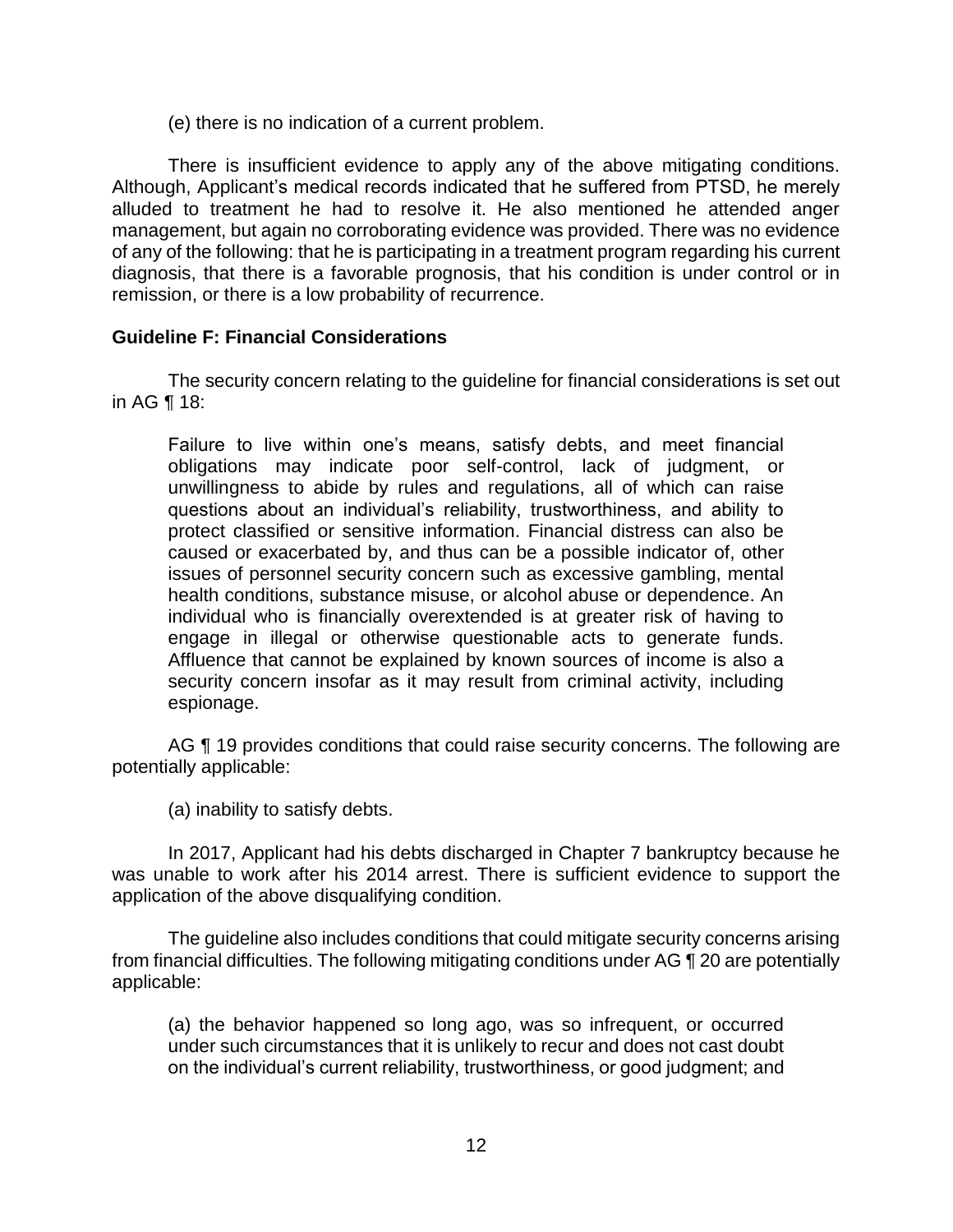(e) there is no indication of a current problem.

There is insufficient evidence to apply any of the above mitigating conditions. Although, Applicant's medical records indicated that he suffered from PTSD, he merely alluded to treatment he had to resolve it. He also mentioned he attended anger management, but again no corroborating evidence was provided. There was no evidence of any of the following: that he is participating in a treatment program regarding his current diagnosis, that there is a favorable prognosis, that his condition is under control or in remission, or there is a low probability of recurrence.

**Guideline F: Financial Considerations**

The security concern relating to the guideline for financial considerations is set out in AG ¶ 18:

> Failure to live within one's means, satisfy debts, and meet financial obligations may indicate poor self-control, lack of judgment, or unwillingness to abide by rules and regulations, all of which can raise questions about an individual's reliability, trustworthiness, and ability to protect classified or sensitive information. Financial distress can also be caused or exacerbated by, and thus can be a possible indicator of, other issues of personnel security concern such as excessive gambling, mental health conditions, substance misuse, or alcohol abuse or dependence. An individual who is financially overextended is at greater risk of having to engage in illegal or otherwise questionable acts to generate funds. Affluence that cannot be explained by known sources of income is also a security concern insofar as it may result from criminal activity, including espionage.

AG ¶ 19 provides conditions that could raise security concerns. The following are potentially applicable:

(a) inability to satisfy debts.

In 2017, Applicant had his debts discharged in Chapter 7 bankruptcy because he was unable to work after his 2014 arrest. There is sufficient evidence to support the application of the above disqualifying condition.

The guideline also includes conditions that could mitigate security concerns arising from financial difficulties. The following mitigating conditions under AG ¶ 20 are potentially applicable:

> (a) the behavior happened so long ago, was so infrequent, or occurred under such circumstances that it is unlikely to recur and does not cast doubt on the individual's current reliability, trustworthiness, or good judgment; and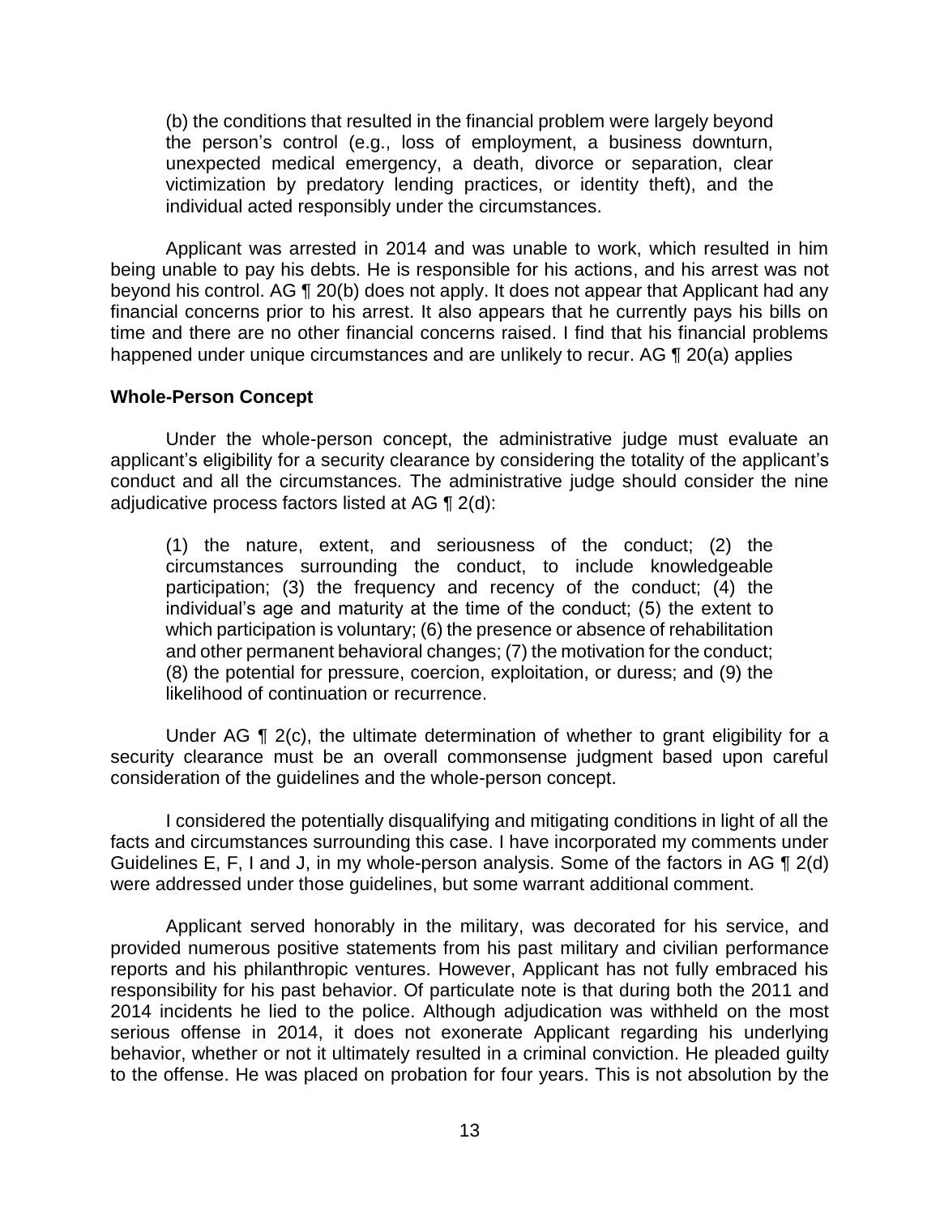(b) the conditions that resulted in the financial problem were largely beyond the person's control (e.g., loss of employment, a business downturn, unexpected medical emergency, a death, divorce or separation, clear victimization by predatory lending practices, or identity theft), and the individual acted responsibly under the circumstances.

Applicant was arrested in 2014 and was unable to work, which resulted in him being unable to pay his debts. He is responsible for his actions, and his arrest was not beyond his control. AG ¶ 20(b) does not apply. It does not appear that Applicant had any financial concerns prior to his arrest. It also appears that he currently pays his bills on time and there are no other financial concerns raised. I find that his financial problems happened under unique circumstances and are unlikely to recur. AG ¶ 20(a) applies

**Whole-Person Concept**

Under the whole-person concept, the administrative judge must evaluate an applicant's eligibility for a security clearance by considering the totality of the applicant's conduct and all the circumstances. The administrative judge should consider the nine adjudicative process factors listed at AG ¶ 2(d):

> (1) the nature, extent, and seriousness of the conduct; (2) the circumstances surrounding the conduct, to include knowledgeable participation; (3) the frequency and recency of the conduct; (4) the individual's age and maturity at the time of the conduct; (5) the extent to which participation is voluntary; (6) the presence or absence of rehabilitation and other permanent behavioral changes; (7) the motivation for the conduct; (8) the potential for pressure, coercion, exploitation, or duress; and (9) the likelihood of continuation or recurrence.

Under AG ¶ 2(c), the ultimate determination of whether to grant eligibility for a security clearance must be an overall commonsense judgment based upon careful consideration of the guidelines and the whole-person concept.

I considered the potentially disqualifying and mitigating conditions in light of all the facts and circumstances surrounding this case. I have incorporated my comments under Guidelines E, F, I and J, in my whole-person analysis. Some of the factors in AG ¶ 2(d) were addressed under those guidelines, but some warrant additional comment.

Applicant served honorably in the military, was decorated for his service, and provided numerous positive statements from his past military and civilian performance reports and his philanthropic ventures. However, Applicant has not fully embraced his responsibility for his past behavior. Of particulate note is that during both the 2011 and 2014 incidents he lied to the police. Although adjudication was withheld on the most serious offense in 2014, it does not exonerate Applicant regarding his underlying behavior, whether or not it ultimately resulted in a criminal conviction. He pleaded guilty to the offense. He was placed on probation for four years. This is not absolution by the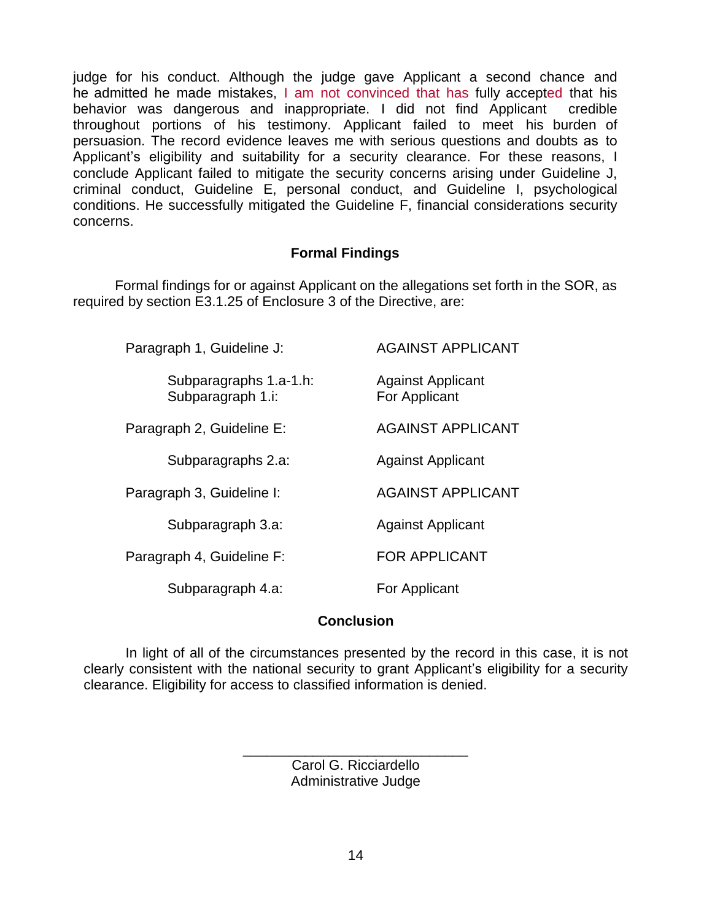judge for his conduct. Although the judge gave Applicant a second chance and he admitted he made mistakes, I am not convinced that has fully accepted that his behavior was dangerous and inappropriate. I did not find Applicant credible throughout portions of his testimony. Applicant failed to meet his burden of persuasion. The record evidence leaves me with serious questions and doubts as to Applicant's eligibility and suitability for a security clearance. For these reasons, I conclude Applicant failed to mitigate the security concerns arising under Guideline J, criminal conduct, Guideline E, personal conduct, and Guideline I, psychological conditions. He successfully mitigated the Guideline F, financial considerations security concerns.

## Formal Findings

Formal findings for or against Applicant on the allegations set forth in the SOR, as required by section E3.1.25 of Enclosure 3 of the Directive, are:

| | |
|---|---|
| Paragraph 1, Guideline J: | AGAINST APPLICANT |
| Subparagraphs 1.a-1.h: | Against Applicant |
| Subparagraph 1.i: | For Applicant |
| Paragraph 2, Guideline E: | AGAINST APPLICANT |
| Subparagraphs 2.a: | Against Applicant |
| Paragraph 3, Guideline I: | AGAINST APPLICANT |
| Subparagraph 3.a: | Against Applicant |
| Paragraph 4, Guideline F: | FOR APPLICANT |
| Subparagraph 4.a: | For Applicant |

## Conclusion

In light of all of the circumstances presented by the record in this case, it is not clearly consistent with the national security to grant Applicant's eligibility for a security clearance. Eligibility for access to classified information is denied.

\_\_\_\_\_\_\_\_\_\_\_\_\_\_\_\_\_\_\_\_\_\_\_\_\_\_\_\_\_\_

Carol G. Ricciardello
Administrative Judge